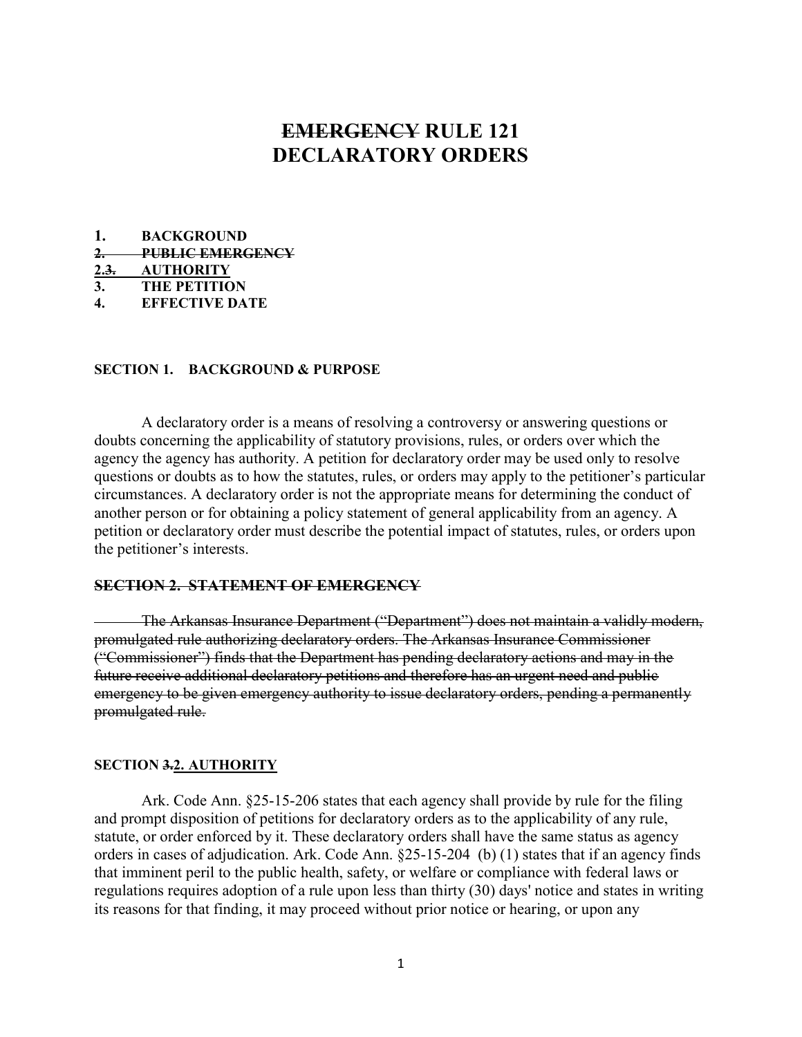# ~~EMERGENCY~~ RULE 121
# DECLARATORY ORDERS

**1. BACKGROUND**
~~**2. PUBLIC EMERGENCY**~~
**<u>2.</u>~~3.~~ <u>AUTHORITY</u>**
**3. THE PETITION**
**4. EFFECTIVE DATE**

## SECTION 1. BACKGROUND & PURPOSE

A declaratory order is a means of resolving a controversy or answering questions or doubts concerning the applicability of statutory provisions, rules, or orders over which the agency the agency has authority. A petition for declaratory order may be used only to resolve questions or doubts as to how the statutes, rules, or orders may apply to the petitioner's particular circumstances. A declaratory order is not the appropriate means for determining the conduct of another person or for obtaining a policy statement of general applicability from an agency. A petition or declaratory order must describe the potential impact of statutes, rules, or orders upon the petitioner's interests.

## ~~SECTION 2. STATEMENT OF EMERGENCY~~

~~The Arkansas Insurance Department ("Department") does not maintain a validly modern, promulgated rule authorizing declaratory orders. The Arkansas Insurance Commissioner ("Commissioner") finds that the Department has pending declaratory actions and may in the future receive additional declaratory petitions and therefore has an urgent need and public emergency to be given emergency authority to issue declaratory orders, pending a permanently promulgated rule.~~

## SECTION ~~3.~~<u>2. AUTHORITY</u>

Ark. Code Ann. §25-15-206 states that each agency shall provide by rule for the filing and prompt disposition of petitions for declaratory orders as to the applicability of any rule, statute, or order enforced by it. These declaratory orders shall have the same status as agency orders in cases of adjudication. Ark. Code Ann. §25-15-204 (b) (1) states that if an agency finds that imminent peril to the public health, safety, or welfare or compliance with federal laws or regulations requires adoption of a rule upon less than thirty (30) days' notice and states in writing its reasons for that finding, it may proceed without prior notice or hearing, or upon any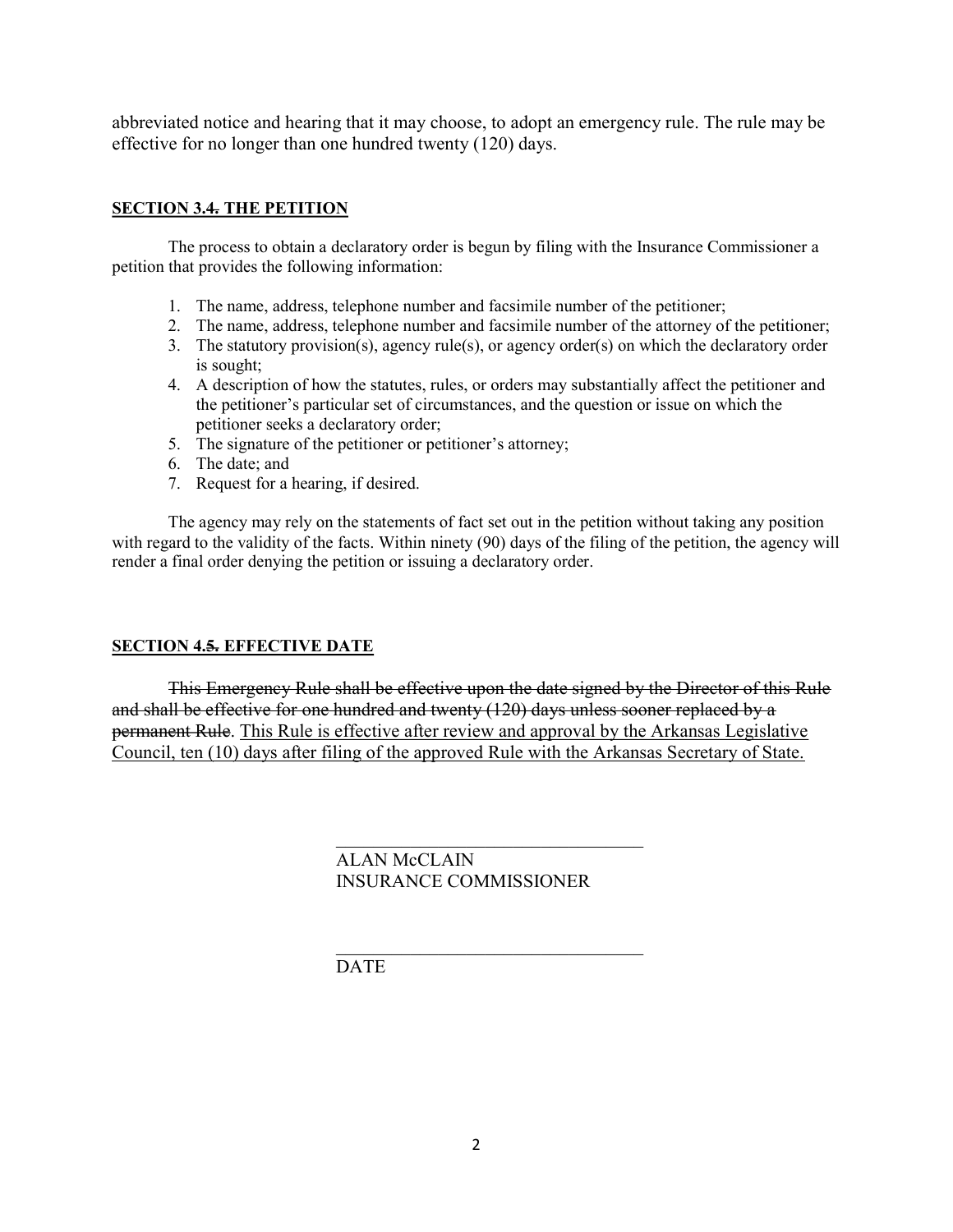abbreviated notice and hearing that it may choose, to adopt an emergency rule. The rule may be effective for no longer than one hundred twenty (120) days.

## SECTION 3.~~4.~~ THE PETITION

The process to obtain a declaratory order is begun by filing with the Insurance Commissioner a petition that provides the following information:

1. The name, address, telephone number and facsimile number of the petitioner;
2. The name, address, telephone number and facsimile number of the attorney of the petitioner;
3. The statutory provision(s), agency rule(s), or agency order(s) on which the declaratory order is sought;
4. A description of how the statutes, rules, or orders may substantially affect the petitioner and the petitioner's particular set of circumstances, and the question or issue on which the petitioner seeks a declaratory order;
5. The signature of the petitioner or petitioner's attorney;
6. The date; and
7. Request for a hearing, if desired.

The agency may rely on the statements of fact set out in the petition without taking any position with regard to the validity of the facts. Within ninety (90) days of the filing of the petition, the agency will render a final order denying the petition or issuing a declaratory order.

## SECTION 4.~~5.~~ EFFECTIVE DATE

~~This Emergency Rule shall be effective upon the date signed by the Director of this Rule and shall be effective for one hundred and twenty (120) days unless sooner replaced by a permanent Rule~~. <u>This Rule is effective after review and approval by the Arkansas Legislative Council, ten (10) days after filing of the approved Rule with the Arkansas Secretary of State.</u>

\_\_\_\_\_\_\_\_\_\_\_\_\_\_\_\_\_\_\_\_\_\_\_\_\_\_\_\_\_\_\_\_\_\_

ALAN McCLAIN
INSURANCE COMMISSIONER

\_\_\_\_\_\_\_\_\_\_\_\_\_\_\_\_\_\_\_\_\_\_\_\_\_\_\_\_\_\_\_\_\_\_

DATE